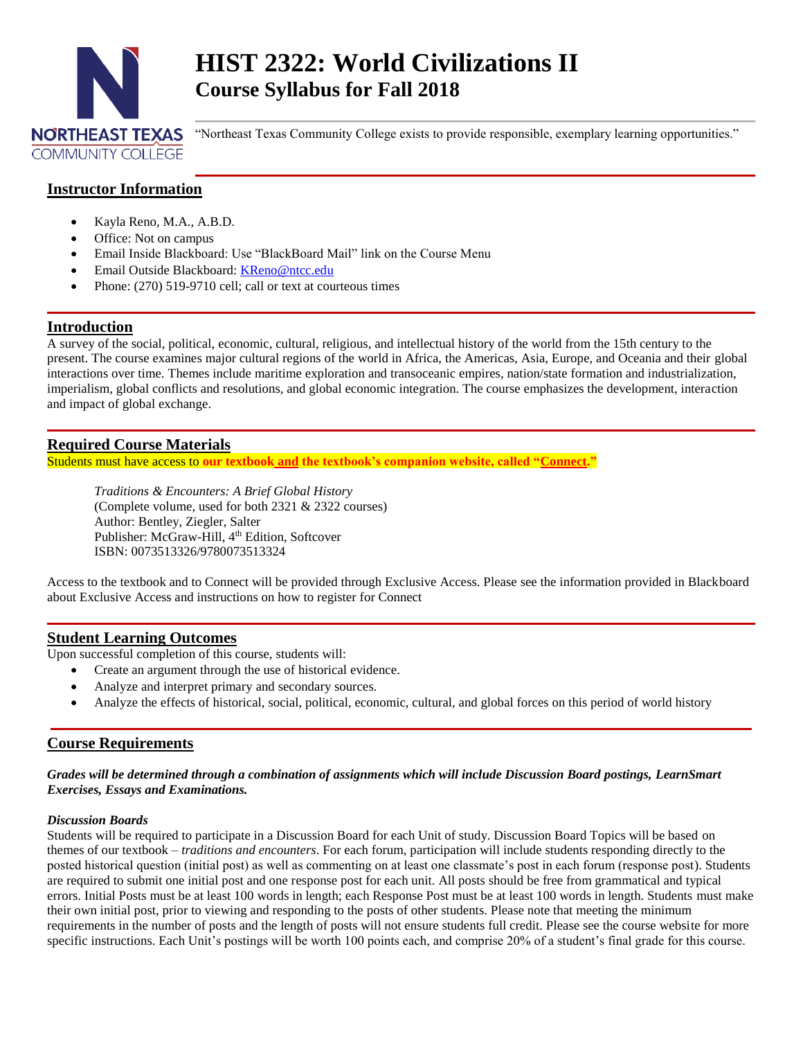# HIST 2322: World Civilizations II

## Course Syllabus for Fall 2018

NORTHEAST TEXAS COMMUNITY COLLEGE

"Northeast Texas Community College exists to provide responsible, exemplary learning opportunities."

## Instructor Information

- Kayla Reno, M.A., A.B.D.
- Office: Not on campus
- Email Inside Blackboard: Use "BlackBoard Mail" link on the Course Menu
- Email Outside Blackboard: KReno@ntcc.edu
- Phone: (270) 519-9710 cell; call or text at courteous times

## Introduction

A survey of the social, political, economic, cultural, religious, and intellectual history of the world from the 15th century to the present. The course examines major cultural regions of the world in Africa, the Americas, Asia, Europe, and Oceania and their global interactions over time. Themes include maritime exploration and transoceanic empires, nation/state formation and industrialization, imperialism, global conflicts and resolutions, and global economic integration. The course emphasizes the development, interaction and impact of global exchange.

## Required Course Materials

Students must have access to **our textbook and the textbook's companion website, called "Connect."**

> *Traditions & Encounters: A Brief Global History*
> (Complete volume, used for both 2321 & 2322 courses)
> Author: Bentley, Ziegler, Salter
> Publisher: McGraw-Hill, 4th Edition, Softcover
> ISBN: 0073513326/9780073513324

Access to the textbook and to Connect will be provided through Exclusive Access. Please see the information provided in Blackboard about Exclusive Access and instructions on how to register for Connect

## Student Learning Outcomes

Upon successful completion of this course, students will:

- Create an argument through the use of historical evidence.
- Analyze and interpret primary and secondary sources.
- Analyze the effects of historical, social, political, economic, cultural, and global forces on this period of world history

## Course Requirements

***Grades will be determined through a combination of assignments which will include Discussion Board postings, LearnSmart Exercises, Essays and Examinations.***

***Discussion Boards***

Students will be required to participate in a Discussion Board for each Unit of study. Discussion Board Topics will be based on themes of our textbook – *traditions and encounters*. For each forum, participation will include students responding directly to the posted historical question (initial post) as well as commenting on at least one classmate's post in each forum (response post). Students are required to submit one initial post and one response post for each unit. All posts should be free from grammatical and typical errors. Initial Posts must be at least 100 words in length; each Response Post must be at least 100 words in length. Students must make their own initial post, prior to viewing and responding to the posts of other students. Please note that meeting the minimum requirements in the number of posts and the length of posts will not ensure students full credit. Please see the course website for more specific instructions. Each Unit's postings will be worth 100 points each, and comprise 20% of a student's final grade for this course.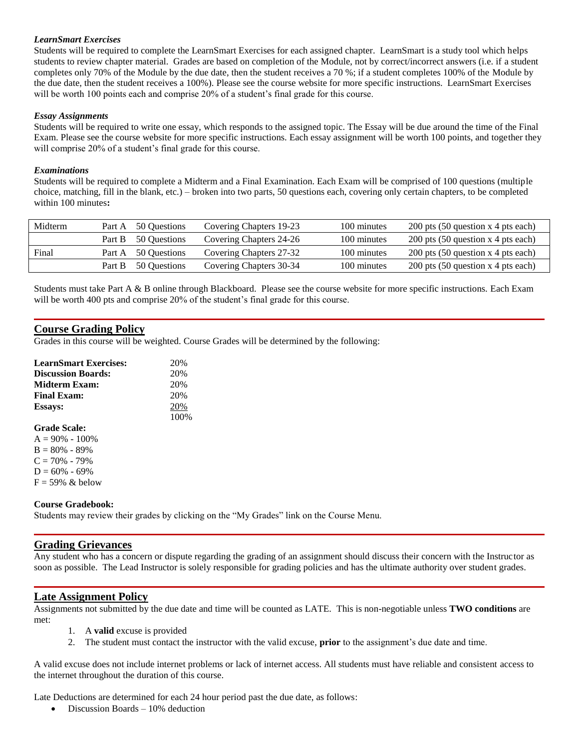***LearnSmart Exercises***

Students will be required to complete the LearnSmart Exercises for each assigned chapter. LearnSmart is a study tool which helps students to review chapter material. Grades are based on completion of the Module, not by correct/incorrect answers (i.e. if a student completes only 70% of the Module by the due date, then the student receives a 70 %; if a student completes 100% of the Module by the due date, then the student receives a 100%). Please see the course website for more specific instructions. LearnSmart Exercises will be worth 100 points each and comprise 20% of a student's final grade for this course.

***Essay Assignments***

Students will be required to write one essay, which responds to the assigned topic. The Essay will be due around the time of the Final Exam. Please see the course website for more specific instructions. Each essay assignment will be worth 100 points, and together they will comprise 20% of a student's final grade for this course.

***Examinations***

Students will be required to complete a Midterm and a Final Examination. Each Exam will be comprised of 100 questions (multiple choice, matching, fill in the blank, etc.) – broken into two parts, 50 questions each, covering only certain chapters, to be completed within 100 minutes**:**

| Midterm | Part A | 50 Questions | Covering Chapters 19-23 | 100 minutes | 200 pts (50 question x 4 pts each) |
|---|---|---|---|---|---|
| | Part B | 50 Questions | Covering Chapters 24-26 | 100 minutes | 200 pts (50 question x 4 pts each) |
| Final | Part A | 50 Questions | Covering Chapters 27-32 | 100 minutes | 200 pts (50 question x 4 pts each) |
| | Part B | 50 Questions | Covering Chapters 30-34 | 100 minutes | 200 pts (50 question x 4 pts each) |

Students must take Part A & B online through Blackboard. Please see the course website for more specific instructions. Each Exam will be worth 400 pts and comprise 20% of the student's final grade for this course.

## Course Grading Policy

Grades in this course will be weighted. Course Grades will be determined by the following:

| | |
|---|---|
| **LearnSmart Exercises:** | 20% |
| **Discussion Boards:** | 20% |
| **Midterm Exam:** | 20% |
| **Final Exam:** | 20% |
| **Essays:** | 20% |
| | 100% |

**Grade Scale:**

A = 90% - 100%
B = 80% - 89%
C = 70% - 79%
D = 60% - 69%
F = 59% & below

**Course Gradebook:**

Students may review their grades by clicking on the "My Grades" link on the Course Menu.

## Grading Grievances

Any student who has a concern or dispute regarding the grading of an assignment should discuss their concern with the Instructor as soon as possible. The Lead Instructor is solely responsible for grading policies and has the ultimate authority over student grades.

## Late Assignment Policy

Assignments not submitted by the due date and time will be counted as LATE. This is non-negotiable unless **TWO conditions** are met:

1. A **valid** excuse is provided
2. The student must contact the instructor with the valid excuse, **prior** to the assignment's due date and time.

A valid excuse does not include internet problems or lack of internet access. All students must have reliable and consistent access to the internet throughout the duration of this course.

Late Deductions are determined for each 24 hour period past the due date, as follows:

- Discussion Boards – 10% deduction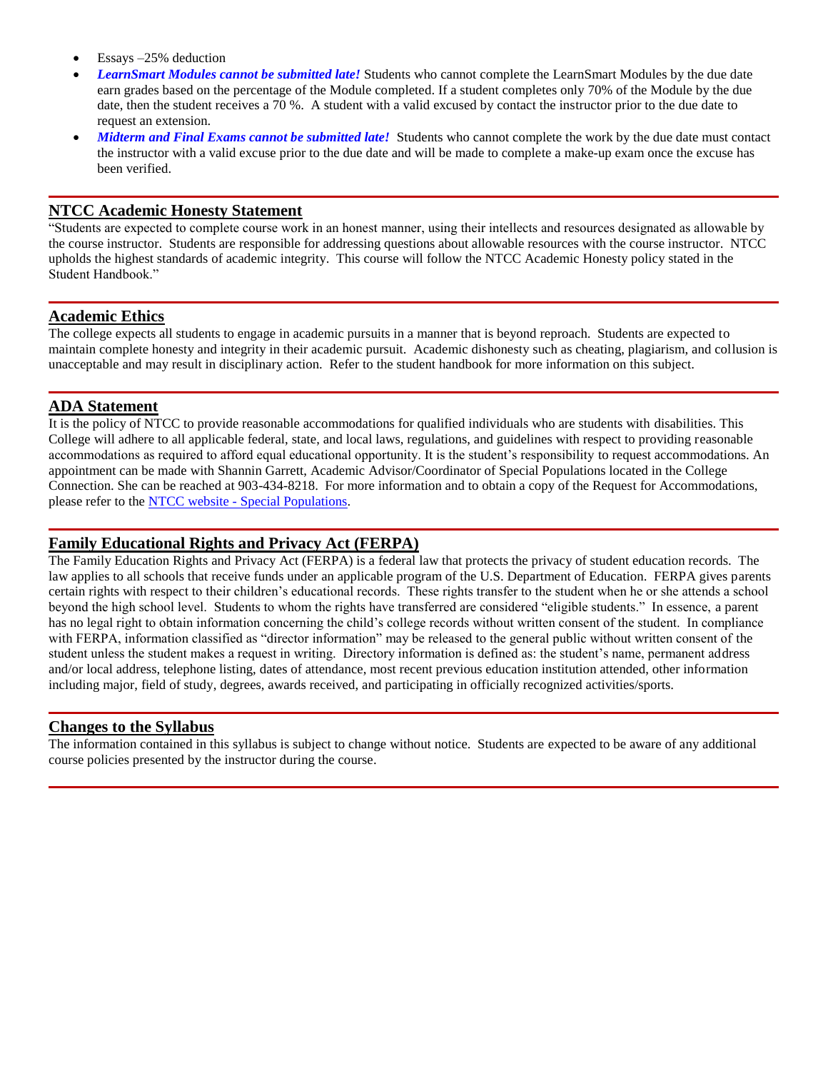- Essays –25% deduction
- ***LearnSmart Modules cannot be submitted late!*** Students who cannot complete the LearnSmart Modules by the due date earn grades based on the percentage of the Module completed. If a student completes only 70% of the Module by the due date, then the student receives a 70 %. A student with a valid excused by contact the instructor prior to the due date to request an extension.
- ***Midterm and Final Exams cannot be submitted late!*** Students who cannot complete the work by the due date must contact the instructor with a valid excuse prior to the due date and will be made to complete a make-up exam once the excuse has been verified.

---

## NTCC Academic Honesty Statement

"Students are expected to complete course work in an honest manner, using their intellects and resources designated as allowable by the course instructor. Students are responsible for addressing questions about allowable resources with the course instructor. NTCC upholds the highest standards of academic integrity. This course will follow the NTCC Academic Honesty policy stated in the Student Handbook."

---

## Academic Ethics

The college expects all students to engage in academic pursuits in a manner that is beyond reproach. Students are expected to maintain complete honesty and integrity in their academic pursuit. Academic dishonesty such as cheating, plagiarism, and collusion is unacceptable and may result in disciplinary action. Refer to the student handbook for more information on this subject.

---

## ADA Statement

It is the policy of NTCC to provide reasonable accommodations for qualified individuals who are students with disabilities. This College will adhere to all applicable federal, state, and local laws, regulations, and guidelines with respect to providing reasonable accommodations as required to afford equal educational opportunity. It is the student's responsibility to request accommodations. An appointment can be made with Shannin Garrett, Academic Advisor/Coordinator of Special Populations located in the College Connection. She can be reached at 903-434-8218. For more information and to obtain a copy of the Request for Accommodations, please refer to the NTCC website - Special Populations.

---

## Family Educational Rights and Privacy Act (FERPA)

The Family Education Rights and Privacy Act (FERPA) is a federal law that protects the privacy of student education records. The law applies to all schools that receive funds under an applicable program of the U.S. Department of Education. FERPA gives parents certain rights with respect to their children's educational records. These rights transfer to the student when he or she attends a school beyond the high school level. Students to whom the rights have transferred are considered "eligible students." In essence, a parent has no legal right to obtain information concerning the child's college records without written consent of the student. In compliance with FERPA, information classified as "director information" may be released to the general public without written consent of the student unless the student makes a request in writing. Directory information is defined as: the student's name, permanent address and/or local address, telephone listing, dates of attendance, most recent previous education institution attended, other information including major, field of study, degrees, awards received, and participating in officially recognized activities/sports.

---

## Changes to the Syllabus

The information contained in this syllabus is subject to change without notice. Students are expected to be aware of any additional course policies presented by the instructor during the course.

---